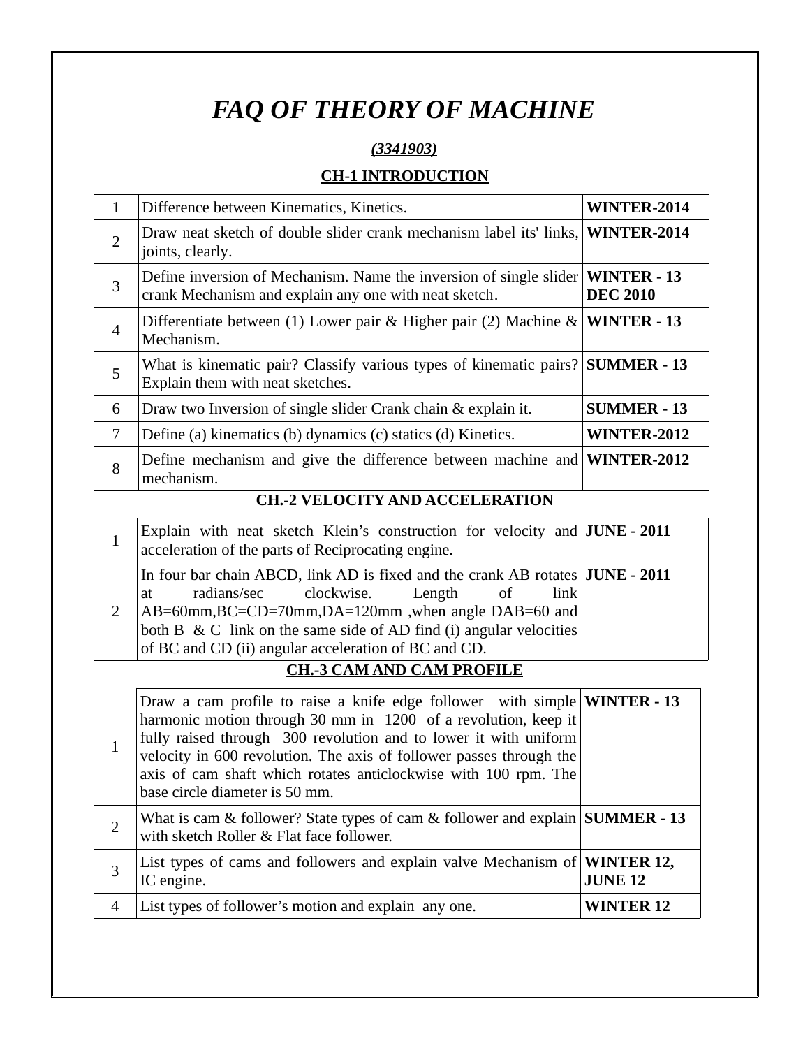# *FAQ OF THEORY OF MACHINE*

***(3341903)***

## CH-1 INTRODUCTION

| | | |
|---|---|---|
| 1 | Difference between Kinematics, Kinetics. | **WINTER-2014** |
| 2 | Draw neat sketch of double slider crank mechanism label its' links, joints, clearly. | **WINTER-2014** |
| 3 | Define inversion of Mechanism. Name the inversion of single slider crank Mechanism and explain any one with neat sketch. | **WINTER - 13 DEC 2010** |
| 4 | Differentiate between (1) Lower pair & Higher pair (2) Machine & Mechanism. | **WINTER - 13** |
| 5 | What is kinematic pair? Classify various types of kinematic pairs? Explain them with neat sketches. | **SUMMER - 13** |
| 6 | Draw two Inversion of single slider Crank chain & explain it. | **SUMMER - 13** |
| 7 | Define (a) kinematics (b) dynamics (c) statics (d) Kinetics. | **WINTER-2012** |
| 8 | Define mechanism and give the difference between machine and mechanism. | **WINTER-2012** |

## CH.-2 VELOCITY AND ACCELERATION

| | | |
|---|---|---|
| 1 | Explain with neat sketch Klein's construction for velocity and acceleration of the parts of Reciprocating engine. | **JUNE - 2011** |
| 2 | In four bar chain ABCD, link AD is fixed and the crank AB rotates at radians/sec clockwise. Length of link AB=60mm,BC=CD=70mm,DA=120mm ,when angle DAB=60 and both B & C link on the same side of AD find (i) angular velocities of BC and CD (ii) angular acceleration of BC and CD. | **JUNE - 2011** |

## CH.-3 CAM AND CAM PROFILE

| | | |
|---|---|---|
| 1 | Draw a cam profile to raise a knife edge follower with simple harmonic motion through 30 mm in 1200 of a revolution, keep it fully raised through 300 revolution and to lower it with uniform velocity in 600 revolution. The axis of follower passes through the axis of cam shaft which rotates anticlockwise with 100 rpm. The base circle diameter is 50 mm. | **WINTER - 13** |
| 2 | What is cam & follower? State types of cam & follower and explain with sketch Roller & Flat face follower. | **SUMMER - 13** |
| 3 | List types of cams and followers and explain valve Mechanism of IC engine. | **WINTER 12, JUNE 12** |
| 4 | List types of follower's motion and explain any one. | **WINTER 12** |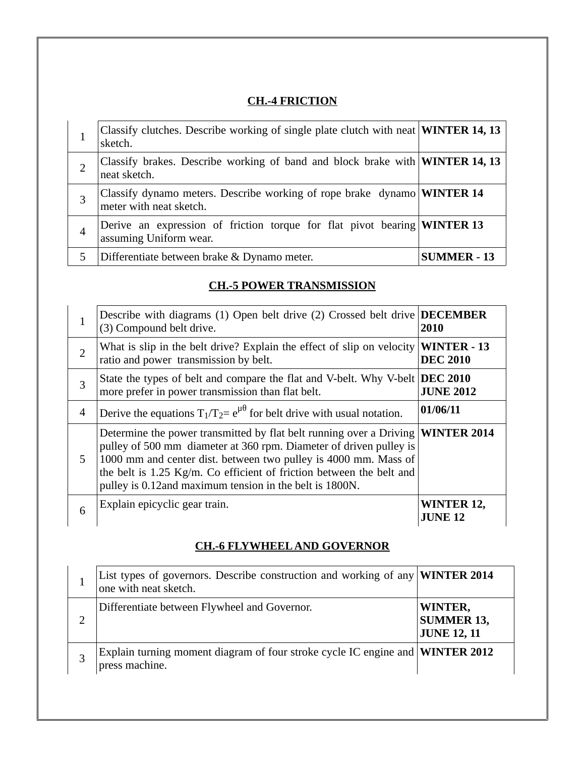## CH.-4 FRICTION

| | | |
|---|---|---|
| 1 | Classify clutches. Describe working of single plate clutch with neat sketch. | **WINTER 14, 13** |
| 2 | Classify brakes. Describe working of band and block brake with neat sketch. | **WINTER 14, 13** |
| 3 | Classify dynamo meters. Describe working of rope brake dynamo meter with neat sketch. | **WINTER 14** |
| 4 | Derive an expression of friction torque for flat pivot bearing assuming Uniform wear. | **WINTER 13** |
| 5 | Differentiate between brake & Dynamo meter. | **SUMMER - 13** |

## CH.-5 POWER TRANSMISSION

| | | |
|---|---|---|
| 1 | Describe with diagrams (1) Open belt drive (2) Crossed belt drive (3) Compound belt drive. | **DECEMBER 2010** |
| 2 | What is slip in the belt drive? Explain the effect of slip on velocity ratio and power transmission by belt. | **WINTER - 13 DEC 2010** |
| 3 | State the types of belt and compare the flat and V-belt. Why V-belt more prefer in power transmission than flat belt. | **DEC 2010 JUNE 2012** |
| 4 | Derive the equations $T_1/T_2= e^{\mu\theta}$ for belt drive with usual notation. | **01/06/11** |
| 5 | Determine the power transmitted by flat belt running over a Driving pulley of 500 mm diameter at 360 rpm. Diameter of driven pulley is 1000 mm and center dist. between two pulley is 4000 mm. Mass of the belt is 1.25 Kg/m. Co efficient of friction between the belt and pulley is 0.12and maximum tension in the belt is 1800N. | **WINTER 2014** |
| 6 | Explain epicyclic gear train. | **WINTER 12, JUNE 12** |

## CH.-6 FLYWHEEL AND GOVERNOR

| | | |
|---|---|---|
| 1 | List types of governors. Describe construction and working of any one with neat sketch. | **WINTER 2014** |
| 2 | Differentiate between Flywheel and Governor. | **WINTER, SUMMER 13, JUNE 12, 11** |
| 3 | Explain turning moment diagram of four stroke cycle IC engine and press machine. | **WINTER 2012** |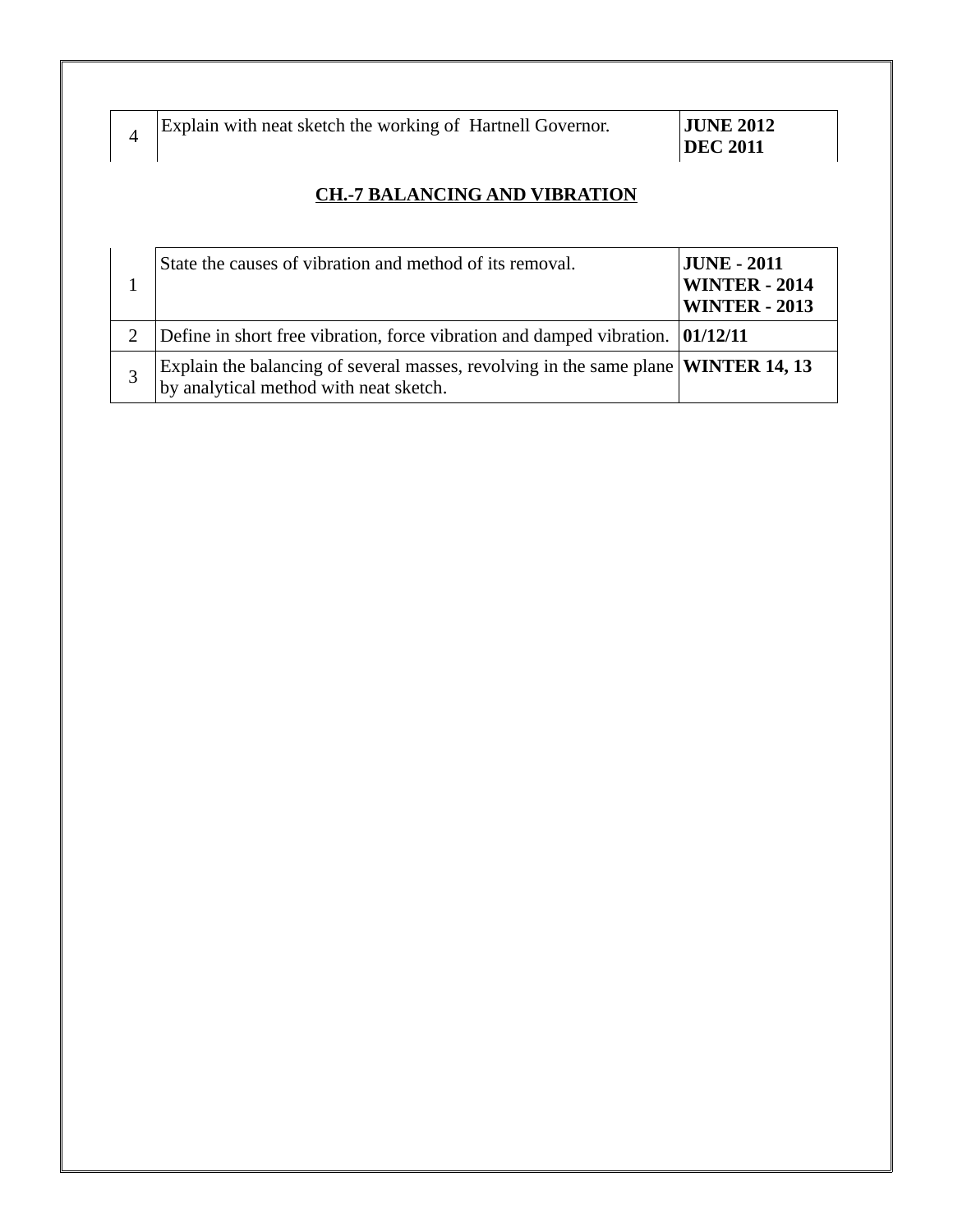| | | |
|---|---|---|
| 4 | Explain with neat sketch the working of Hartnell Governor. | **JUNE 2012**<br>**DEC 2011** |

## CH.-7 BALANCING AND VIBRATION

| | | |
|---|---|---|
| 1 | State the causes of vibration and method of its removal. | **JUNE - 2011**<br>**WINTER - 2014**<br>**WINTER - 2013** |
| 2 | Define in short free vibration, force vibration and damped vibration. | **01/12/11** |
| 3 | Explain the balancing of several masses, revolving in the same plane by analytical method with neat sketch. | **WINTER 14, 13** |